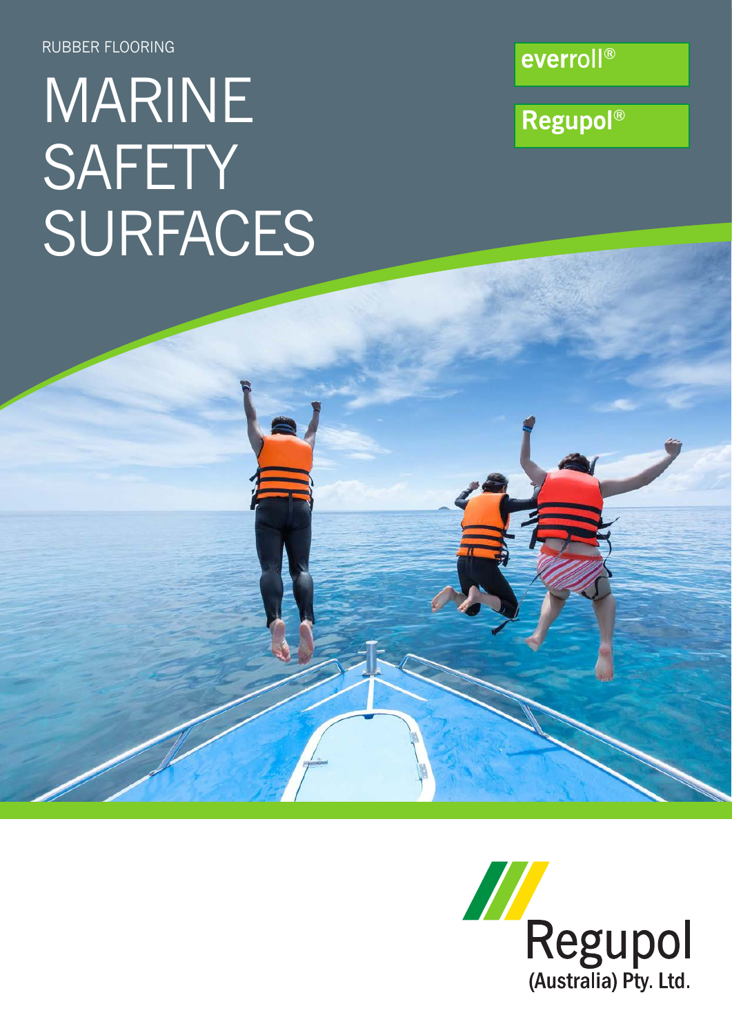RUBBER FLOORING

# MARINE SAFETY SURFACES

everroll®

Regupol®

Regupol (Australia) Pty. Ltd.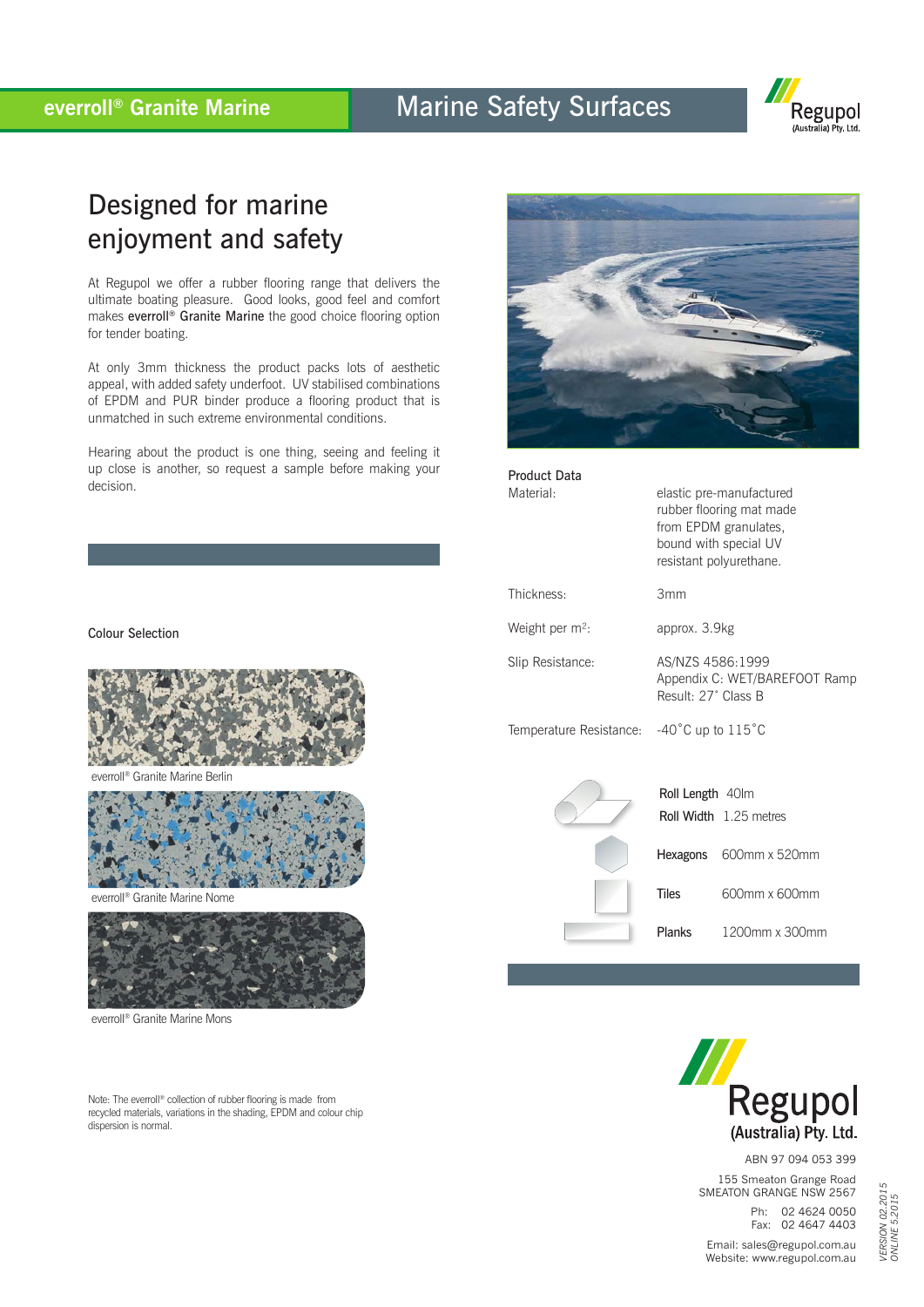everroll® Granite Marine

# Marine Safety Surfaces

## Designed for marine enjoyment and safety

At Regupol we offer a rubber flooring range that delivers the ultimate boating pleasure. Good looks, good feel and comfort makes **everroll® Granite Marine** the good choice flooring option for tender boating.

At only 3mm thickness the product packs lots of aesthetic appeal, with added safety underfoot. UV stabilised combinations of EPDM and PUR binder produce a flooring product that is unmatched in such extreme environmental conditions.

Hearing about the product is one thing, seeing and feeling it up close is another, so request a sample before making your decision.

### Colour Selection

everroll® Granite Marine Berlin

everroll® Granite Marine Nome

everroll® Granite Marine Mons

Note: The everroll® collection of rubber flooring is made from recycled materials, variations in the shading, EPDM and colour chip dispersion is normal.

### Product Data

| | |
|---|---|
| Material: | elastic pre-manufactured rubber flooring mat made from EPDM granulates, bound with special UV resistant polyurethane. |
| Thickness: | 3mm |
| Weight per m²: | approx. 3.9kg |
| Slip Resistance: | AS/NZS 4586:1999 Appendix C: WET/BAREFOOT Ramp Result: 27˚ Class B |
| Temperature Resistance: | -40˚C up to 115˚C |

| | |
|---|---|
| **Roll Length** | 40lm |
| **Roll Width** | 1.25 metres |
| **Hexagons** | 600mm x 520mm |
| **Tiles** | 600mm x 600mm |
| **Planks** | 1200mm x 300mm |

Regupol (Australia) Pty. Ltd.

ABN 97 094 053 399

155 Smeaton Grange Road
SMEATON GRANGE NSW 2567

Ph: 02 4624 0050
Fax: 02 4647 4403

Email: sales@regupol.com.au
Website: www.regupol.com.au

VERSION 02.2015
ONLINE 5.2015